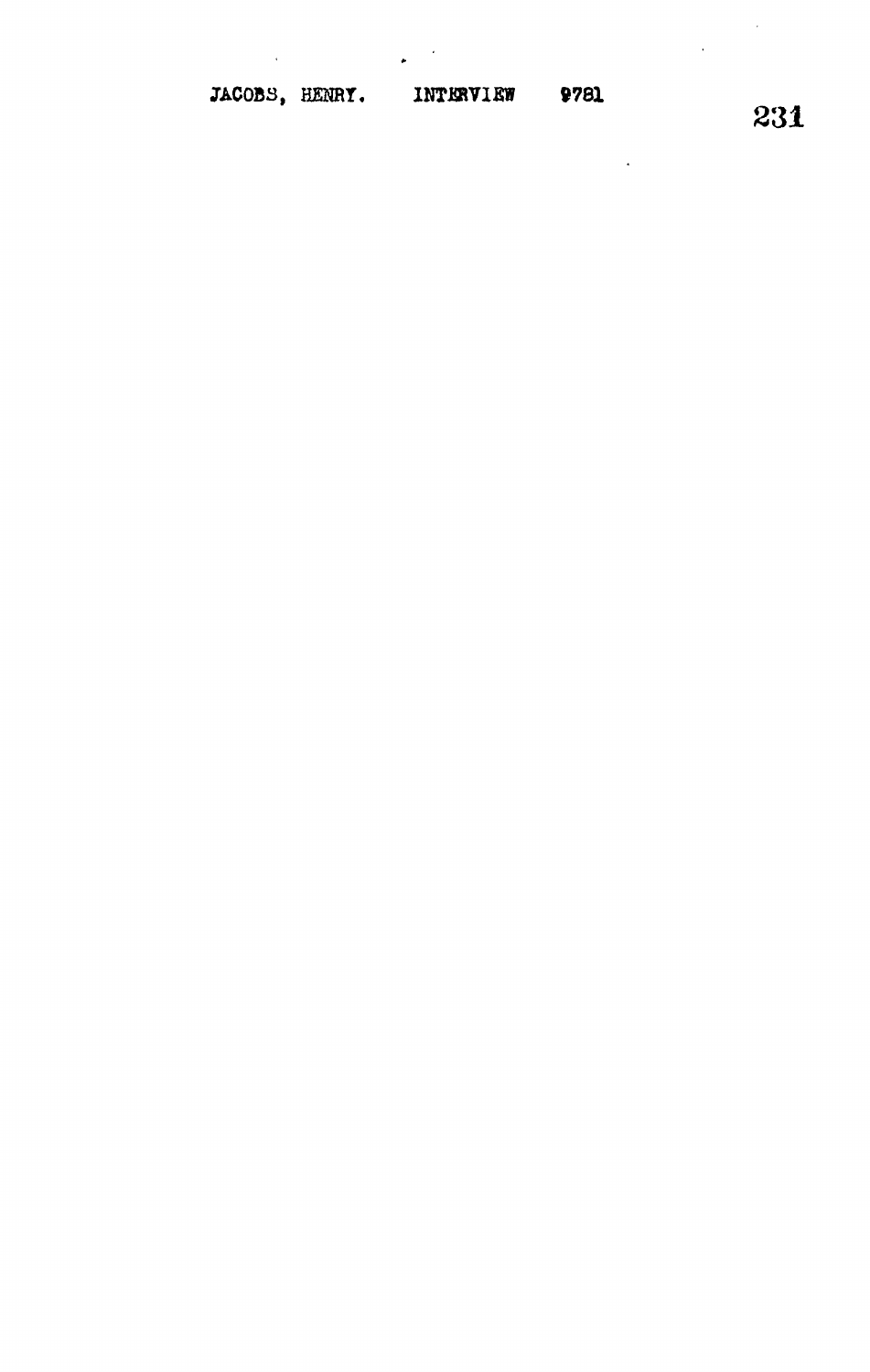JACOBS, HENRY. INTERVIEW 9781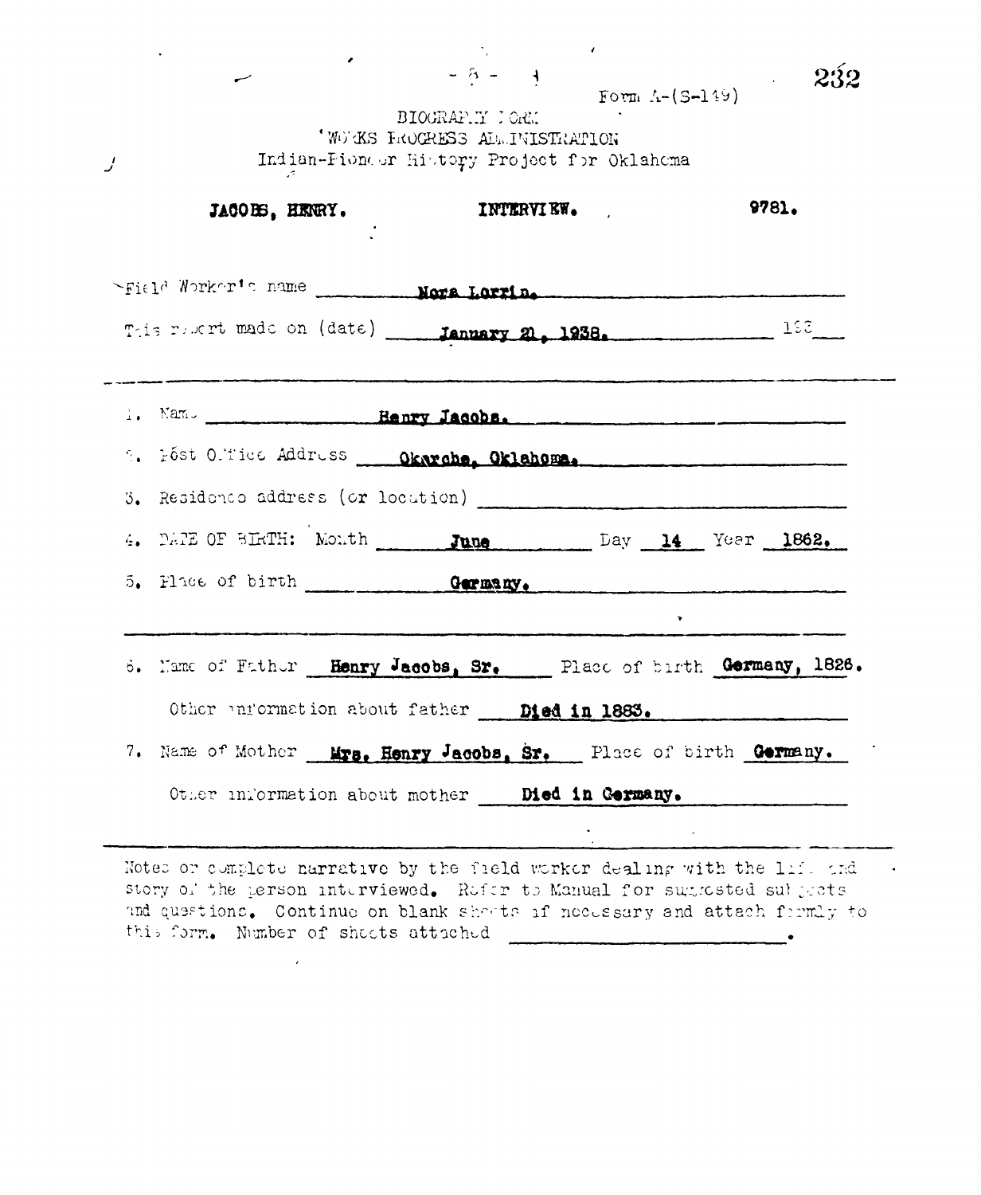Form A-(S-149)

BIOGRAPHY FORM
WORKS PROGRESS ADMINISTRATION
Indian-Pioneer History Project for Oklahoma

**JACOBS, HENRY.** **INTERVIEW.** **9781.**

Field Worker's name **Nora Lorrin.**

This report made on (date) **January 21, 1938.** 193__

1. Name **Henry Jacobs.**
2. Post Office Address **Okarche, Oklahoma.**
3. Residence address (or location) ____________
4. DATE OF BIRTH: Month **June** Day **14** Year **1862.**
5. Place of birth **Germany.**

6. Name of Father **Henry Jacobs, Sr.** Place of birth **Germany, 1826.**

   Other information about father **Died in 1883.**

7. Name of Mother **Mrs. Henry Jacobs, Sr.** Place of birth **Germany.**

   Other information about mother **Died in Germany.**

Notes or complete narrative by the field worker dealing with the life and story of the person interviewed. Refer to Manual for suggested subjects and questions. Continue on blank sheets if necessary and attach firmly to this form. Number of sheets attached ____________.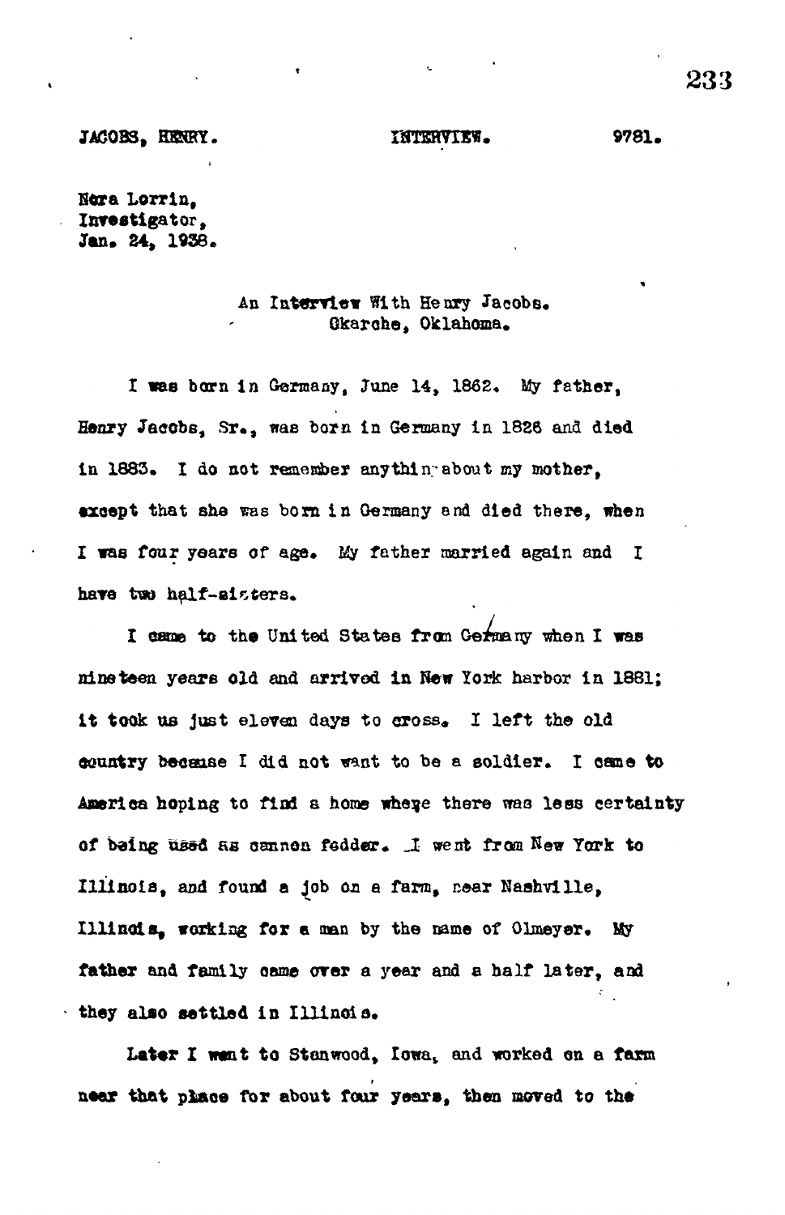JACOBS, HENRY. INTERVIEW. 9781.

Nora Lorrin,
Investigator,
Jan. 24, 1938.

An Interview With Henry Jacobs.
Okarche, Oklahoma.

I was born in Germany, June 14, 1862. My father, Henry Jacobs, Sr., was born in Germany in 1826 and died in 1883. I do not remember anything about my mother, except that she was born in Germany and died there, when I was four years of age. My father married again and I have two half-sisters.

I came to the United States from Germany when I was nineteen years old and arrived in New York harbor in 1881; it took us just eleven days to cross. I left the old country because I did not want to be a soldier. I came to America hoping to find a home where there was less certainty of being used as cannon fodder. I went from New York to Illinois, and found a job on a farm, near Nashville, Illinois, working for a man by the name of Olmeyer. My father and family came over a year and a half later, and they also settled in Illinois.

Later I went to Stanwood, Iowa, and worked on a farm near that place for about four years, then moved to the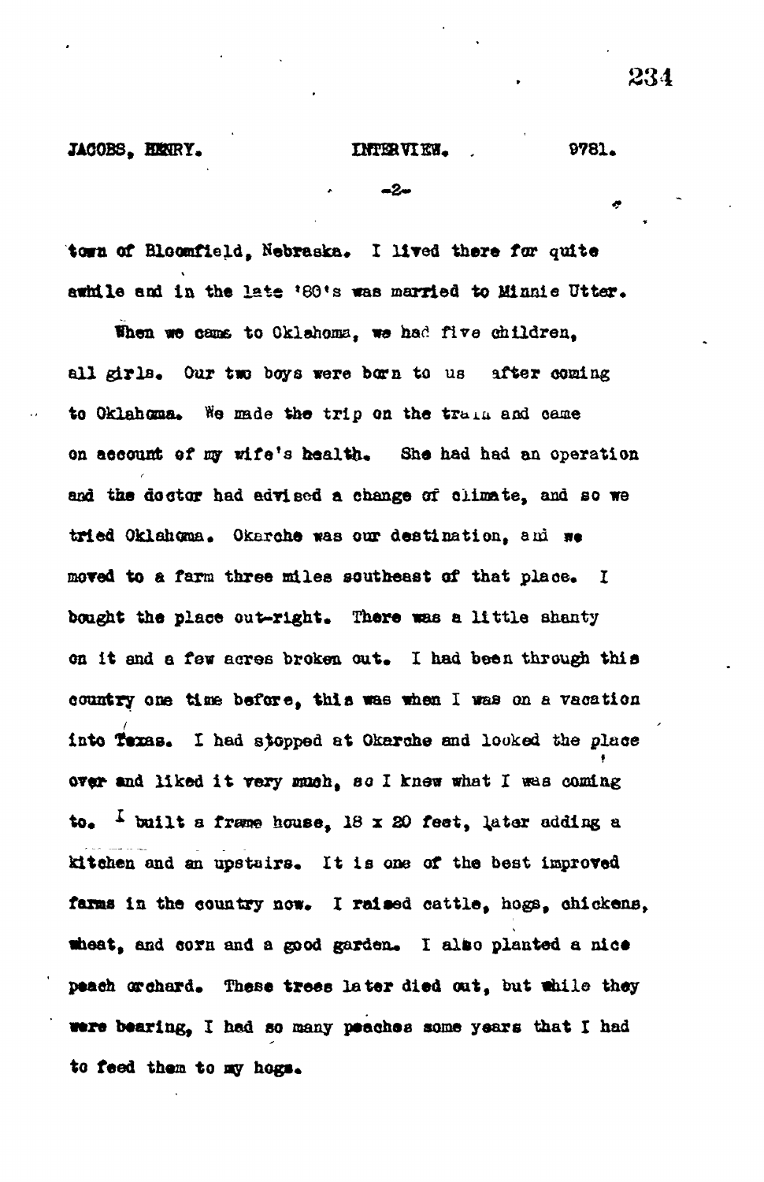town of Bloomfield, Nebraska. I lived there for quite awhile and in the late '80's was married to Minnie Utter.

When we came to Oklahoma, we had five children, all girls. Our two boys were born to us after coming to Oklahoma. We made the trip on the train and came on account of my wife's health. She had had an operation and the doctor had advised a change of climate, and so we tried Oklahoma. Okarche was our destination, and we moved to a farm three miles southeast of that place. I bought the place out-right. There was a little shanty on it and a few acres broken out. I had been through this country one time before, this was when I was on a vacation into Texas. I had stopped at Okarche and looked the place over and liked it very much, so I knew what I was coming to. I built a frame house, 18 x 20 feet, later adding a kitchen and an upstairs. It is one of the best improved farms in the country now. I raised cattle, hogs, chickens, wheat, and corn and a good garden. I also planted a nice peach orchard. These trees later died out, but while they were bearing, I had so many peaches some years that I had to feed them to my hogs.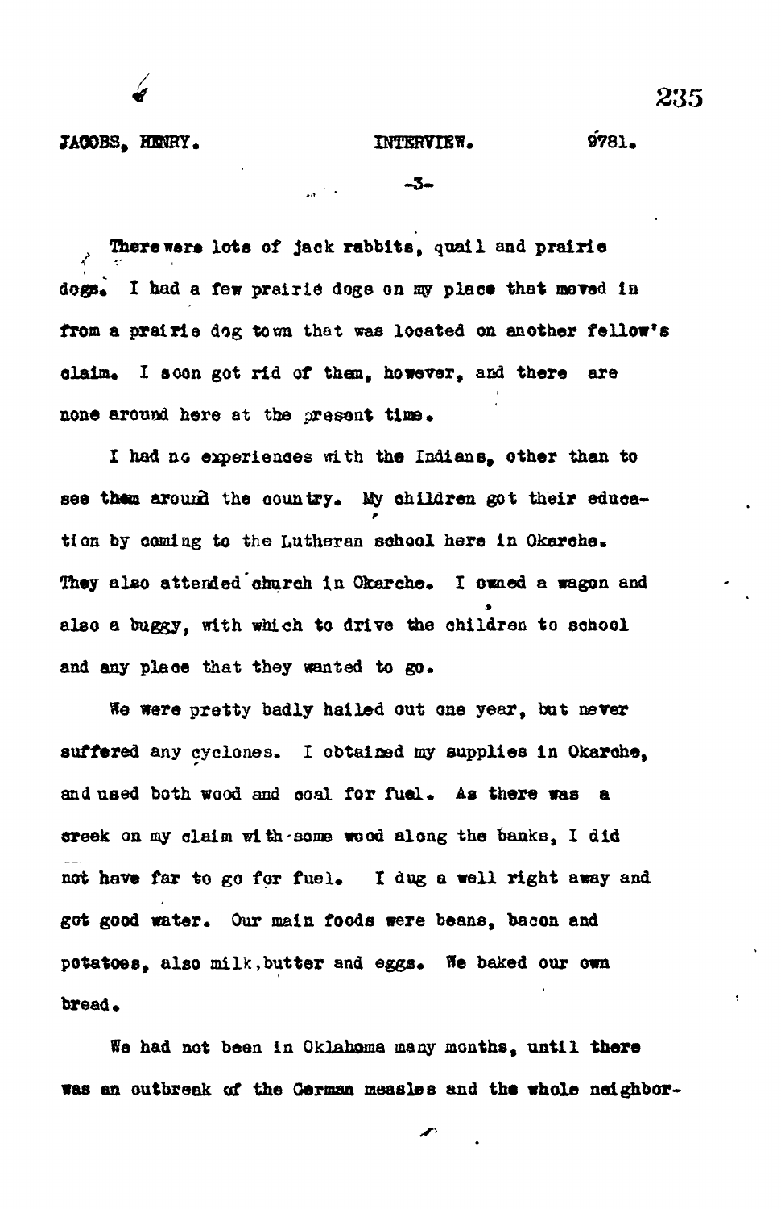There were lots of jack rabbits, quail and prairie dogs. I had a few prairie dogs on my place that moved in from a prairie dog town that was located on another fellow's claim. I soon got rid of them, however, and there are none around here at the present time.

I had no experiences with the Indians, other than to see them around the country. My children got their education by coming to the Lutheran school here in Okarche. They also attended church in Okarche. I owned a wagon and also a buggy, with which to drive the children to school and any place that they wanted to go.

We were pretty badly hailed out one year, but never suffered any cyclones. I obtained my supplies in Okarche, and used both wood and coal for fuel. As there was a creek on my claim with some wood along the banks, I did not have far to go for fuel. I dug a well right away and got good water. Our main foods were beans, bacon and potatoes, also milk, butter and eggs. We baked our own bread.

We had not been in Oklahoma many months, until there was an outbreak of the German measles and the whole neighbor-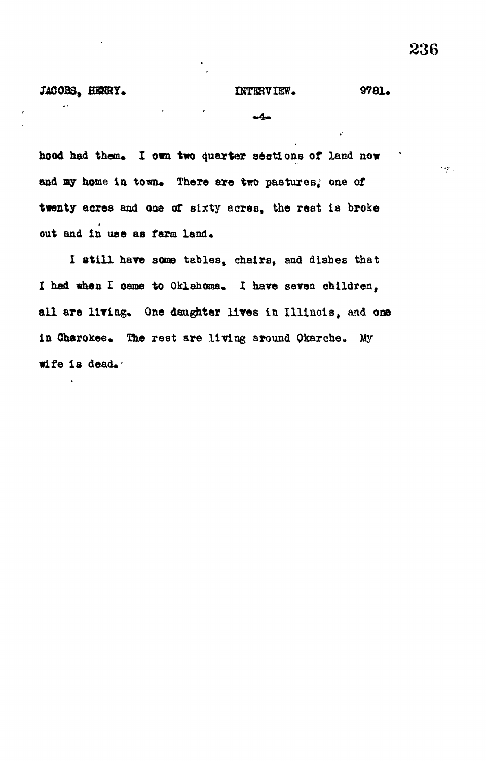hood had them. I own two quarter sections of land now and my home in town. There are two pastures, one of twenty acres and one of sixty acres, the rest is broke out and in use as farm land.

I still have some tables, chairs, and dishes that I had when I came to Oklahoma. I have seven children, all are living. One daughter lives in Illinois, and one in Cherokee. The rest are living around Okarche. My wife is dead.